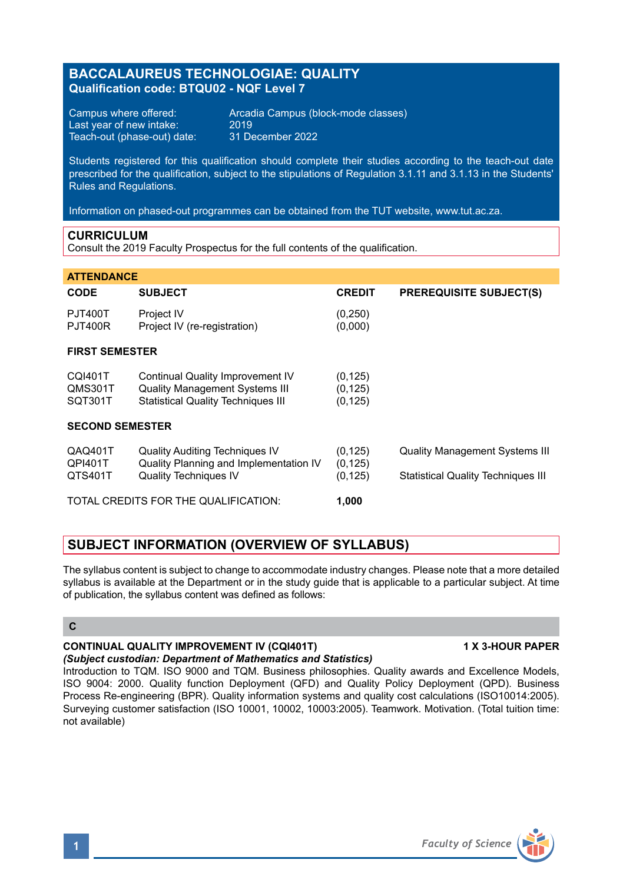# BACCALAUREUS TECHNOLOGIAE: QUALITY

**Qualification code: BTQU02 - NQF Level 7**

Campus where offered: Arcadia Campus (block-mode classes)
Last year of new intake: 2019
Teach-out (phase-out) date: 31 December 2022

Students registered for this qualification should complete their studies according to the teach-out date prescribed for the qualification, subject to the stipulations of Regulation 3.1.11 and 3.1.13 in the Students' Rules and Regulations.

Information on phased-out programmes can be obtained from the TUT website, www.tut.ac.za.

## CURRICULUM

Consult the 2019 Faculty Prospectus for the full contents of the qualification.

## ATTENDANCE

| CODE | SUBJECT | CREDIT | PREREQUISITE SUBJECT(S) |
|---|---|---|---|
| PJT400T | Project IV | (0,250) | |
| PJT400R | Project IV (re-registration) | (0,000) | |
| **FIRST SEMESTER** | | | |
| CQI401T | Continual Quality Improvement IV | (0,125) | |
| QMS301T | Quality Management Systems III | (0,125) | |
| SQT301T | Statistical Quality Techniques III | (0,125) | |
| **SECOND SEMESTER** | | | |
| QAQ401T | Quality Auditing Techniques IV | (0,125) | Quality Management Systems III |
| QPI401T | Quality Planning and Implementation IV | (0,125) | |
| QTS401T | Quality Techniques IV | (0,125) | Statistical Quality Techniques III |
| TOTAL CREDITS FOR THE QUALIFICATION: | | **1,000** | |

## SUBJECT INFORMATION (OVERVIEW OF SYLLABUS)

The syllabus content is subject to change to accommodate industry changes. Please note that a more detailed syllabus is available at the Department or in the study guide that is applicable to a particular subject. At time of publication, the syllabus content was defined as follows:

### C

**CONTINUAL QUALITY IMPROVEMENT IV (CQI401T)** **1 X 3-HOUR PAPER**
***(Subject custodian: Department of Mathematics and Statistics)***
Introduction to TQM. ISO 9000 and TQM. Business philosophies. Quality awards and Excellence Models, ISO 9004: 2000. Quality function Deployment (QFD) and Quality Policy Deployment (QPD). Business Process Re-engineering (BPR). Quality information systems and quality cost calculations (ISO10014:2005). Surveying customer satisfaction (ISO 10001, 10002, 10003:2005). Teamwork. Motivation. (Total tuition time: not available)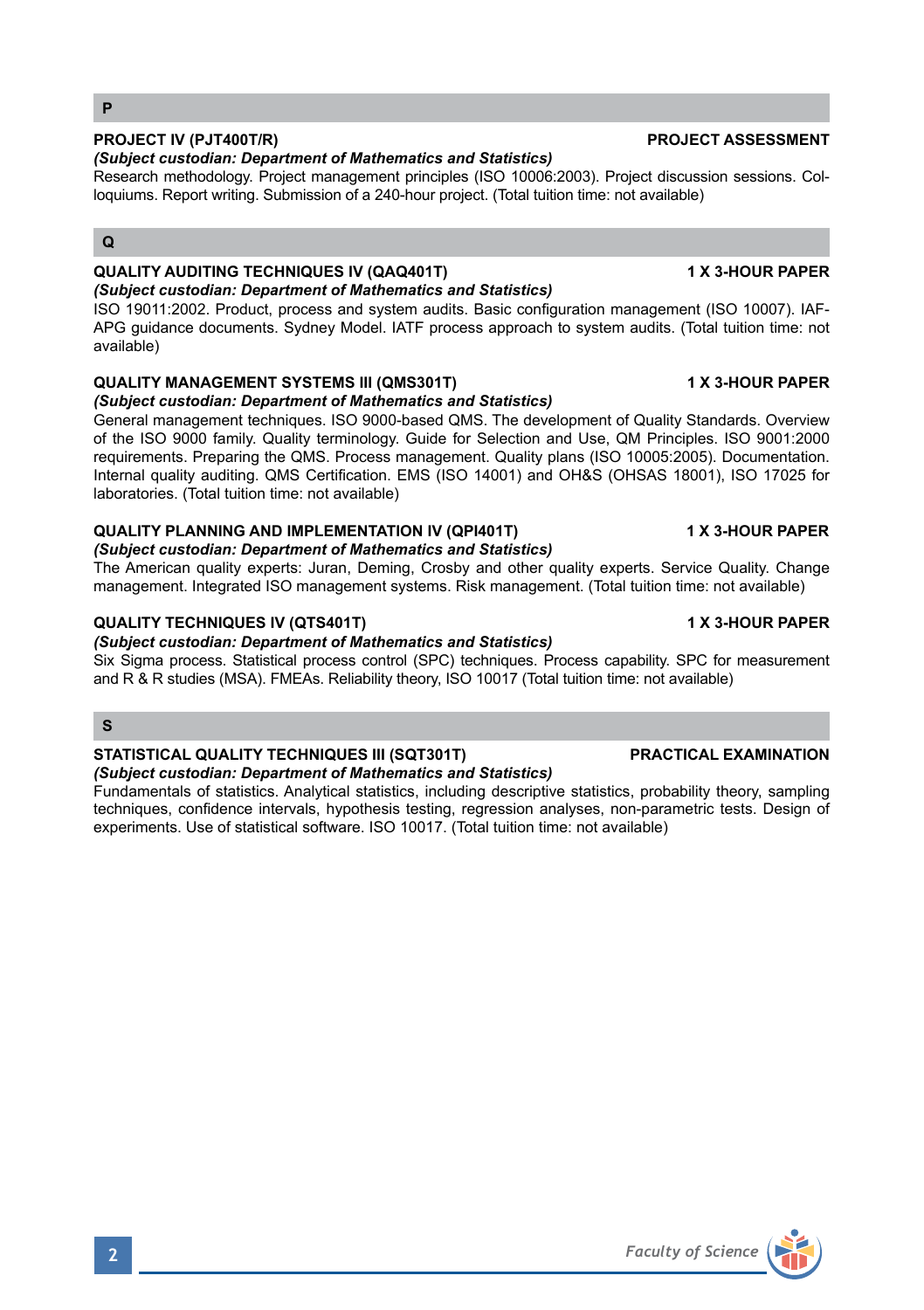## P

### PROJECT IV (PJT400T/R) PROJECT ASSESSMENT

***(Subject custodian: Department of Mathematics and Statistics)***

Research methodology. Project management principles (ISO 10006:2003). Project discussion sessions. Colloquiums. Report writing. Submission of a 240-hour project. (Total tuition time: not available)

## Q

### QUALITY AUDITING TECHNIQUES IV (QAQ401T) 1 X 3-HOUR PAPER

***(Subject custodian: Department of Mathematics and Statistics)***

ISO 19011:2002. Product, process and system audits. Basic configuration management (ISO 10007). IAF-APG guidance documents. Sydney Model. IATF process approach to system audits. (Total tuition time: not available)

### QUALITY MANAGEMENT SYSTEMS III (QMS301T) 1 X 3-HOUR PAPER

***(Subject custodian: Department of Mathematics and Statistics)***

General management techniques. ISO 9000-based QMS. The development of Quality Standards. Overview of the ISO 9000 family. Quality terminology. Guide for Selection and Use, QM Principles. ISO 9001:2000 requirements. Preparing the QMS. Process management. Quality plans (ISO 10005:2005). Documentation. Internal quality auditing. QMS Certification. EMS (ISO 14001) and OH&S (OHSAS 18001), ISO 17025 for laboratories. (Total tuition time: not available)

### QUALITY PLANNING AND IMPLEMENTATION IV (QPI401T) 1 X 3-HOUR PAPER

***(Subject custodian: Department of Mathematics and Statistics)***

The American quality experts: Juran, Deming, Crosby and other quality experts. Service Quality. Change management. Integrated ISO management systems. Risk management. (Total tuition time: not available)

### QUALITY TECHNIQUES IV (QTS401T) 1 X 3-HOUR PAPER

***(Subject custodian: Department of Mathematics and Statistics)***

Six Sigma process. Statistical process control (SPC) techniques. Process capability. SPC for measurement and R & R studies (MSA). FMEAs. Reliability theory, ISO 10017 (Total tuition time: not available)

## S

### STATISTICAL QUALITY TECHNIQUES III (SQT301T) PRACTICAL EXAMINATION

***(Subject custodian: Department of Mathematics and Statistics)***

Fundamentals of statistics. Analytical statistics, including descriptive statistics, probability theory, sampling techniques, confidence intervals, hypothesis testing, regression analyses, non-parametric tests. Design of experiments. Use of statistical software. ISO 10017. (Total tuition time: not available)